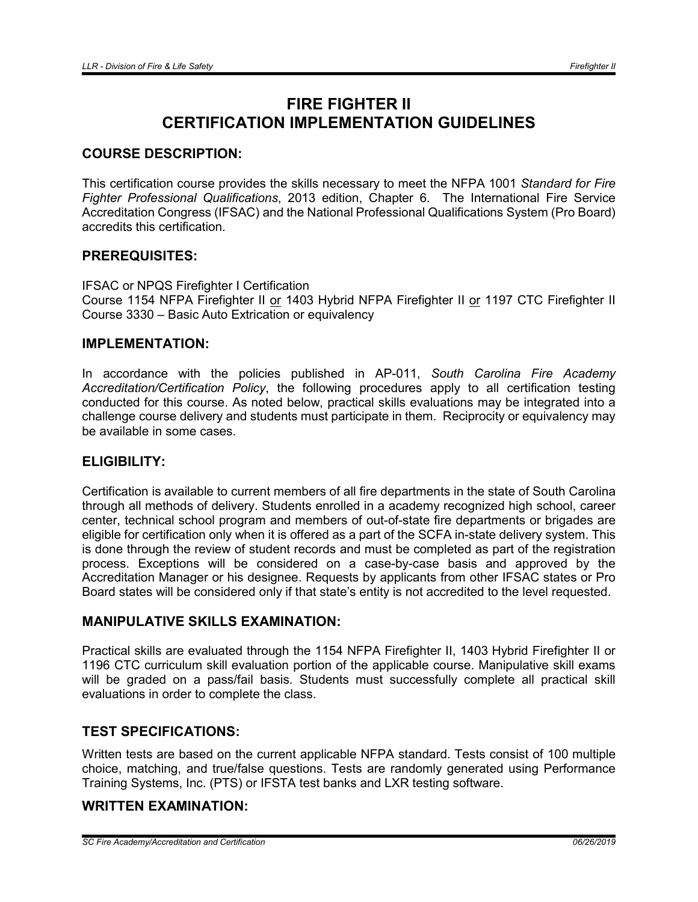# FIRE FIGHTER II CERTIFICATION IMPLEMENTATION GUIDELINES

## COURSE DESCRIPTION:

This certification course provides the skills necessary to meet the NFPA 1001 *Standard for Fire Fighter Professional Qualifications*, 2013 edition, Chapter 6. The International Fire Service Accreditation Congress (IFSAC) and the National Professional Qualifications System (Pro Board) accredits this certification.

## PREREQUISITES:

IFSAC or NPQS Firefighter I Certification
Course 1154 NFPA Firefighter II or 1403 Hybrid NFPA Firefighter II or 1197 CTC Firefighter II
Course 3330 – Basic Auto Extrication or equivalency

## IMPLEMENTATION:

In accordance with the policies published in AP-011, *South Carolina Fire Academy Accreditation/Certification Policy*, the following procedures apply to all certification testing conducted for this course. As noted below, practical skills evaluations may be integrated into a challenge course delivery and students must participate in them. Reciprocity or equivalency may be available in some cases.

## ELIGIBILITY:

Certification is available to current members of all fire departments in the state of South Carolina through all methods of delivery. Students enrolled in a academy recognized high school, career center, technical school program and members of out-of-state fire departments or brigades are eligible for certification only when it is offered as a part of the SCFA in-state delivery system. This is done through the review of student records and must be completed as part of the registration process. Exceptions will be considered on a case-by-case basis and approved by the Accreditation Manager or his designee. Requests by applicants from other IFSAC states or Pro Board states will be considered only if that state's entity is not accredited to the level requested.

## MANIPULATIVE SKILLS EXAMINATION:

Practical skills are evaluated through the 1154 NFPA Firefighter II, 1403 Hybrid Firefighter II or 1196 CTC curriculum skill evaluation portion of the applicable course. Manipulative skill exams will be graded on a pass/fail basis. Students must successfully complete all practical skill evaluations in order to complete the class.

## TEST SPECIFICATIONS:

Written tests are based on the current applicable NFPA standard. Tests consist of 100 multiple choice, matching, and true/false questions. Tests are randomly generated using Performance Training Systems, Inc. (PTS) or IFSTA test banks and LXR testing software.

## WRITTEN EXAMINATION: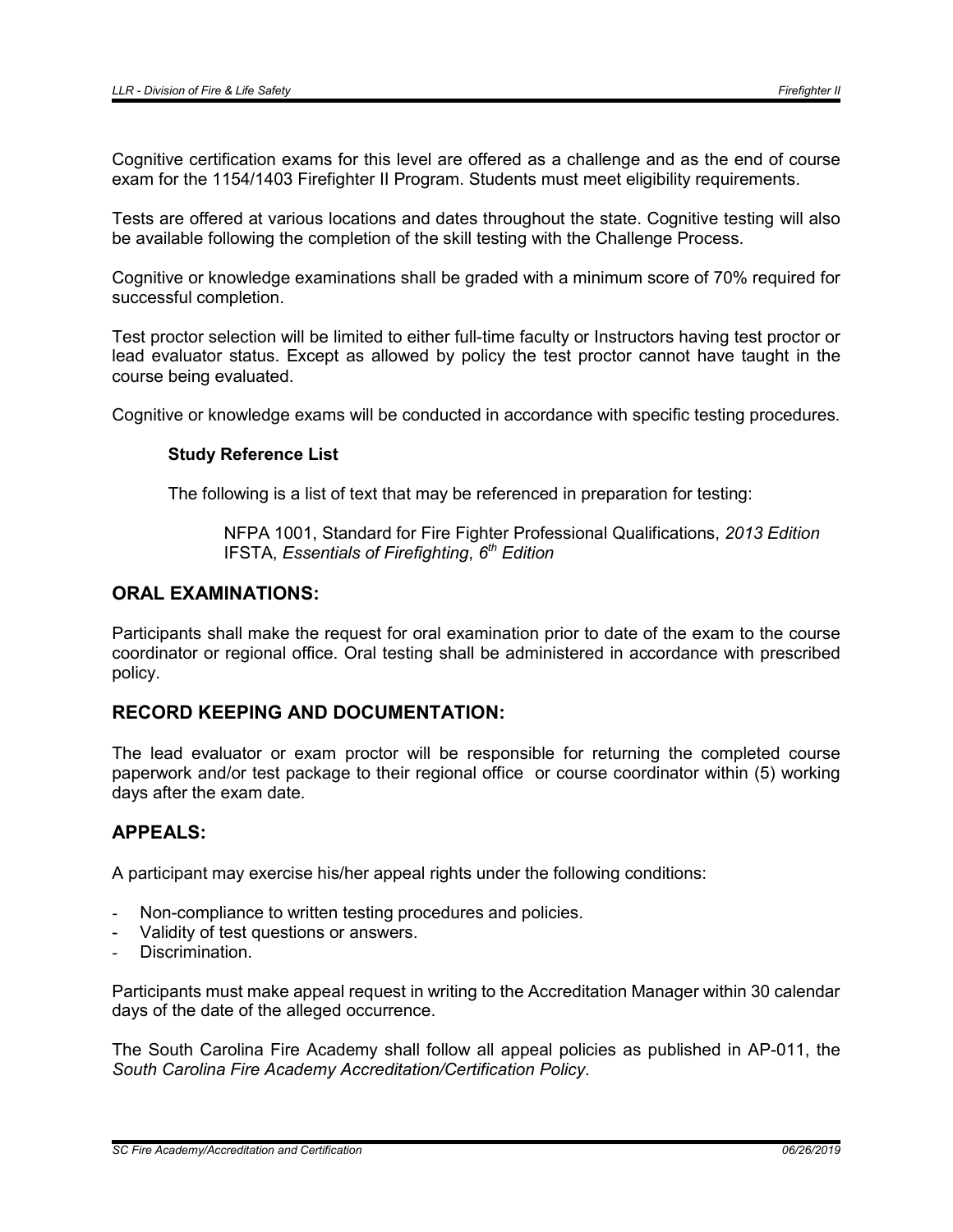Cognitive certification exams for this level are offered as a challenge and as the end of course exam for the 1154/1403 Firefighter II Program. Students must meet eligibility requirements.

Tests are offered at various locations and dates throughout the state. Cognitive testing will also be available following the completion of the skill testing with the Challenge Process.

Cognitive or knowledge examinations shall be graded with a minimum score of 70% required for successful completion.

Test proctor selection will be limited to either full-time faculty or Instructors having test proctor or lead evaluator status. Except as allowed by policy the test proctor cannot have taught in the course being evaluated.

Cognitive or knowledge exams will be conducted in accordance with specific testing procedures.

**Study Reference List**

The following is a list of text that may be referenced in preparation for testing:

NFPA 1001, Standard for Fire Fighter Professional Qualifications, *2013 Edition*
IFSTA, *Essentials of Firefighting*, *6th Edition*

## ORAL EXAMINATIONS:

Participants shall make the request for oral examination prior to date of the exam to the course coordinator or regional office. Oral testing shall be administered in accordance with prescribed policy.

## RECORD KEEPING AND DOCUMENTATION:

The lead evaluator or exam proctor will be responsible for returning the completed course paperwork and/or test package to their regional office or course coordinator within (5) working days after the exam date.

## APPEALS:

A participant may exercise his/her appeal rights under the following conditions:

- Non-compliance to written testing procedures and policies.
- Validity of test questions or answers.
- Discrimination.

Participants must make appeal request in writing to the Accreditation Manager within 30 calendar days of the date of the alleged occurrence.

The South Carolina Fire Academy shall follow all appeal policies as published in AP-011, the *South Carolina Fire Academy Accreditation/Certification Policy*.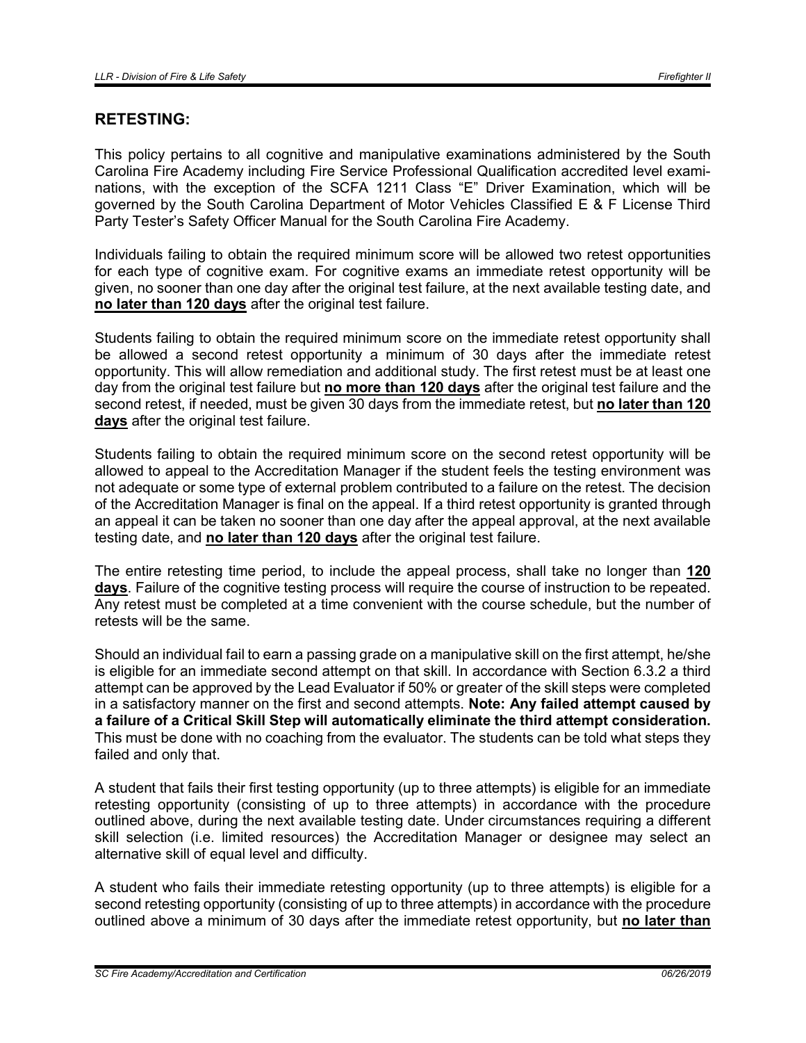## RETESTING:

This policy pertains to all cognitive and manipulative examinations administered by the South Carolina Fire Academy including Fire Service Professional Qualification accredited level examinations, with the exception of the SCFA 1211 Class "E" Driver Examination, which will be governed by the South Carolina Department of Motor Vehicles Classified E & F License Third Party Tester's Safety Officer Manual for the South Carolina Fire Academy.

Individuals failing to obtain the required minimum score will be allowed two retest opportunities for each type of cognitive exam. For cognitive exams an immediate retest opportunity will be given, no sooner than one day after the original test failure, at the next available testing date, and **no later than 120 days** after the original test failure.

Students failing to obtain the required minimum score on the immediate retest opportunity shall be allowed a second retest opportunity a minimum of 30 days after the immediate retest opportunity. This will allow remediation and additional study. The first retest must be at least one day from the original test failure but **no more than 120 days** after the original test failure and the second retest, if needed, must be given 30 days from the immediate retest, but **no later than 120 days** after the original test failure.

Students failing to obtain the required minimum score on the second retest opportunity will be allowed to appeal to the Accreditation Manager if the student feels the testing environment was not adequate or some type of external problem contributed to a failure on the retest. The decision of the Accreditation Manager is final on the appeal. If a third retest opportunity is granted through an appeal it can be taken no sooner than one day after the appeal approval, at the next available testing date, and **no later than 120 days** after the original test failure.

The entire retesting time period, to include the appeal process, shall take no longer than **120 days**. Failure of the cognitive testing process will require the course of instruction to be repeated. Any retest must be completed at a time convenient with the course schedule, but the number of retests will be the same.

Should an individual fail to earn a passing grade on a manipulative skill on the first attempt, he/she is eligible for an immediate second attempt on that skill. In accordance with Section 6.3.2 a third attempt can be approved by the Lead Evaluator if 50% or greater of the skill steps were completed in a satisfactory manner on the first and second attempts. **Note: Any failed attempt caused by a failure of a Critical Skill Step will automatically eliminate the third attempt consideration.** This must be done with no coaching from the evaluator. The students can be told what steps they failed and only that.

A student that fails their first testing opportunity (up to three attempts) is eligible for an immediate retesting opportunity (consisting of up to three attempts) in accordance with the procedure outlined above, during the next available testing date. Under circumstances requiring a different skill selection (i.e. limited resources) the Accreditation Manager or designee may select an alternative skill of equal level and difficulty.

A student who fails their immediate retesting opportunity (up to three attempts) is eligible for a second retesting opportunity (consisting of up to three attempts) in accordance with the procedure outlined above a minimum of 30 days after the immediate retest opportunity, but **no later than**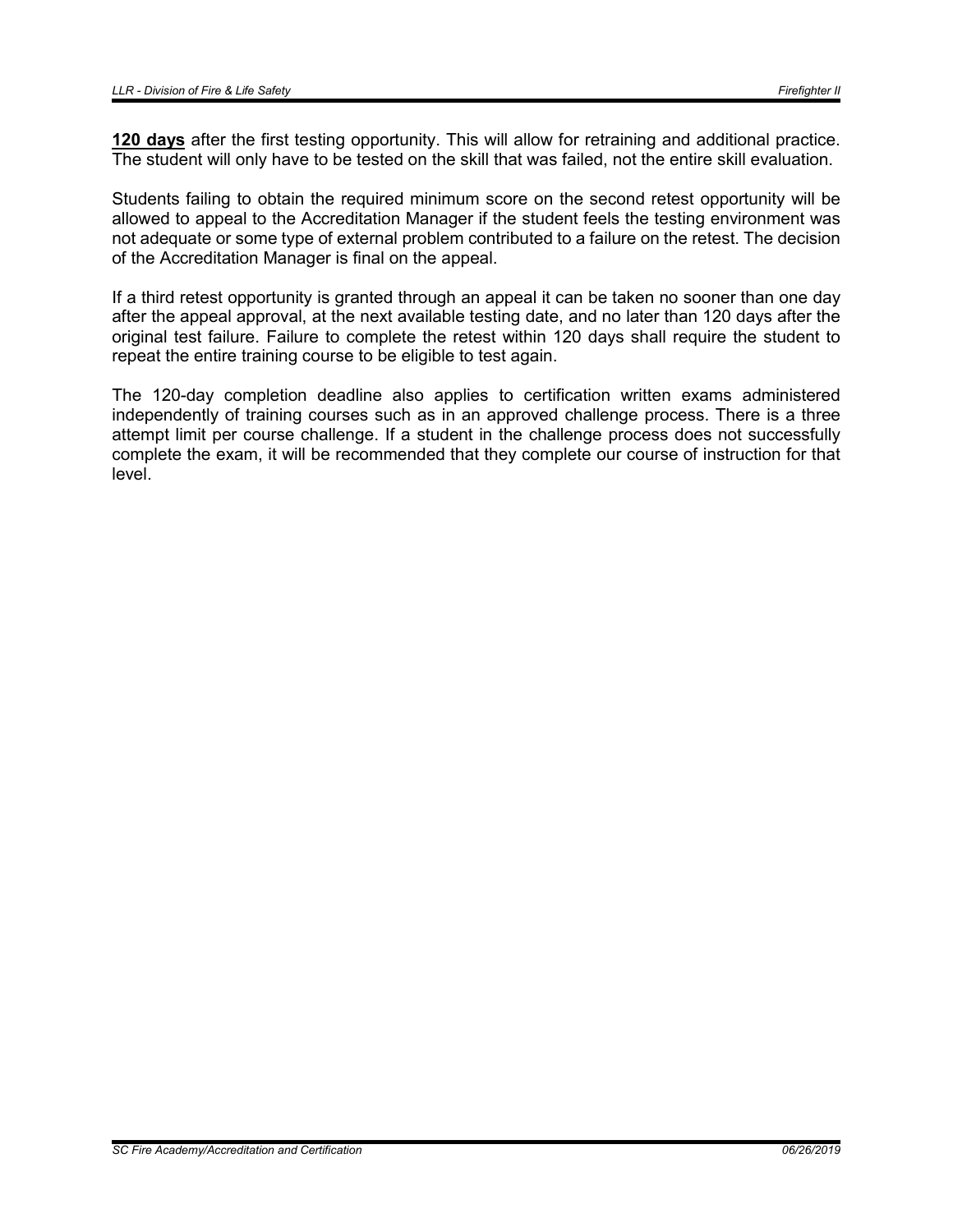**120 days** after the first testing opportunity. This will allow for retraining and additional practice. The student will only have to be tested on the skill that was failed, not the entire skill evaluation.

Students failing to obtain the required minimum score on the second retest opportunity will be allowed to appeal to the Accreditation Manager if the student feels the testing environment was not adequate or some type of external problem contributed to a failure on the retest. The decision of the Accreditation Manager is final on the appeal.

If a third retest opportunity is granted through an appeal it can be taken no sooner than one day after the appeal approval, at the next available testing date, and no later than 120 days after the original test failure. Failure to complete the retest within 120 days shall require the student to repeat the entire training course to be eligible to test again.

The 120-day completion deadline also applies to certification written exams administered independently of training courses such as in an approved challenge process. There is a three attempt limit per course challenge. If a student in the challenge process does not successfully complete the exam, it will be recommended that they complete our course of instruction for that level.